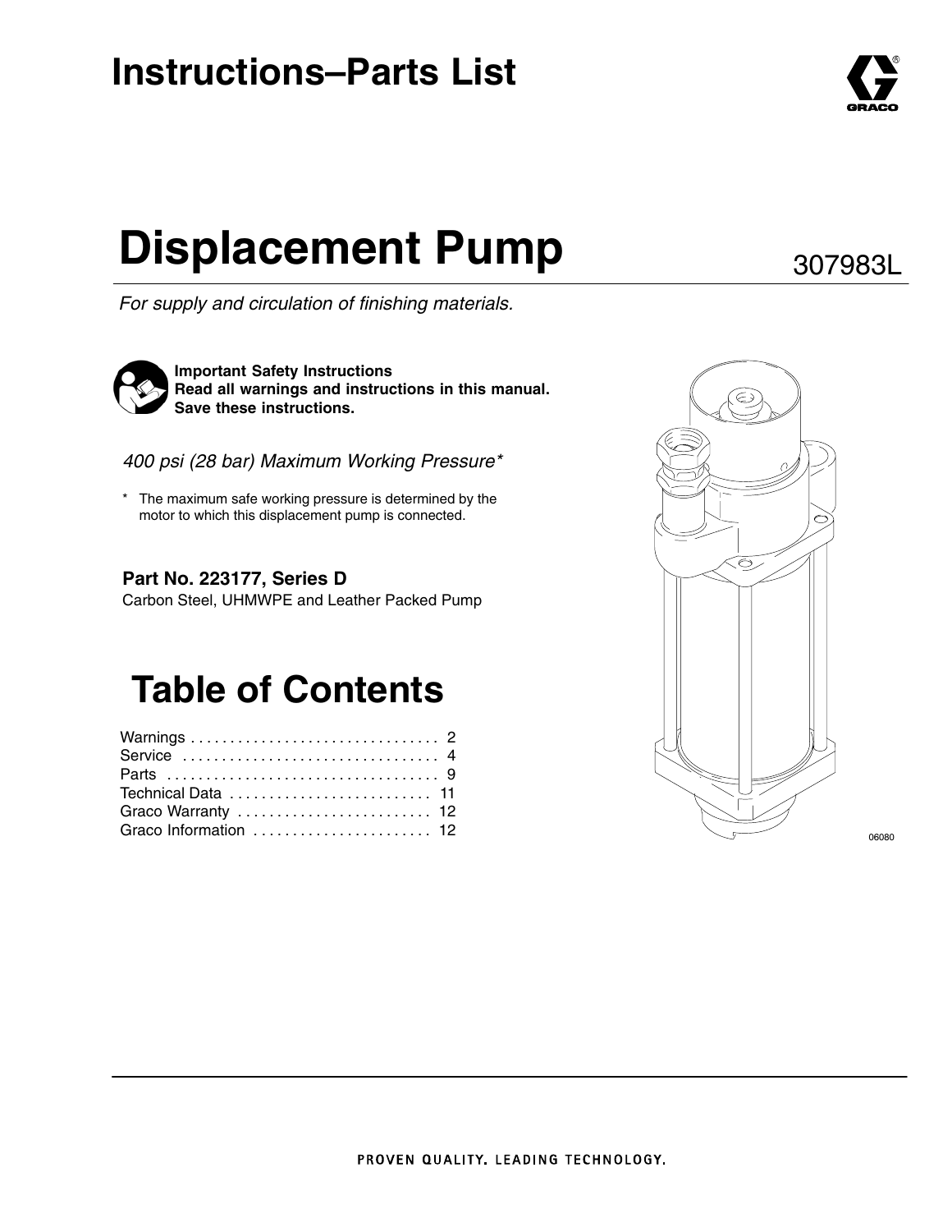# Instructions–Parts List

# Displacement Pump

307983L

*For supply and circulation of finishing materials.*

**Important Safety Instructions**
**Read all warnings and instructions in this manual.**
**Save these instructions.**

*400 psi (28 bar) Maximum Working Pressure**

* The maximum safe working pressure is determined by the motor to which this displacement pump is connected.

**Part No. 223177, Series D**
Carbon Steel, UHMWPE and Leather Packed Pump

# Table of Contents

Warnings . . . . . . . . . . . . . . . . . . . . . . . . . . . . . . . . 2
Service . . . . . . . . . . . . . . . . . . . . . . . . . . . . . . . . 4
Parts . . . . . . . . . . . . . . . . . . . . . . . . . . . . . . . . . . 9
Technical Data . . . . . . . . . . . . . . . . . . . . . . . . . . 11
Graco Warranty . . . . . . . . . . . . . . . . . . . . . . . . . 12
Graco Information . . . . . . . . . . . . . . . . . . . . . . . 12

06080

PROVEN QUALITY. LEADING TECHNOLOGY.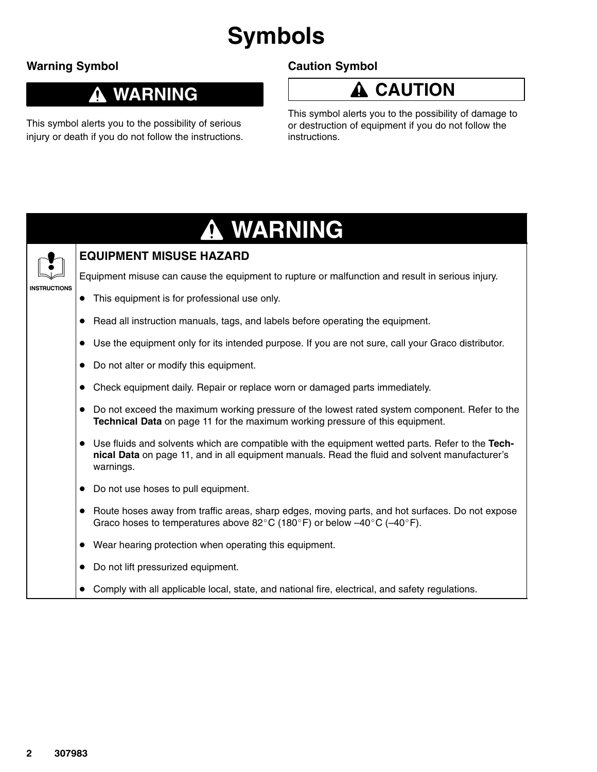# Symbols

### Warning Symbol

**⚠ WARNING**

This symbol alerts you to the possibility of serious injury or death if you do not follow the instructions.

### Caution Symbol

**⚠ CAUTION**

This symbol alerts you to the possibility of damage to or destruction of equipment if you do not follow the instructions.

## ⚠ WARNING

INSTRUCTIONS

### EQUIPMENT MISUSE HAZARD

Equipment misuse can cause the equipment to rupture or malfunction and result in serious injury.

- This equipment is for professional use only.
- Read all instruction manuals, tags, and labels before operating the equipment.
- Use the equipment only for its intended purpose. If you are not sure, call your Graco distributor.
- Do not alter or modify this equipment.
- Check equipment daily. Repair or replace worn or damaged parts immediately.
- Do not exceed the maximum working pressure of the lowest rated system component. Refer to the **Technical Data** on page 11 for the maximum working pressure of this equipment.
- Use fluids and solvents which are compatible with the equipment wetted parts. Refer to the **Technical Data** on page 11, and in all equipment manuals. Read the fluid and solvent manufacturer's warnings.
- Do not use hoses to pull equipment.
- Route hoses away from traffic areas, sharp edges, moving parts, and hot surfaces. Do not expose Graco hoses to temperatures above 82°C (180°F) or below –40°C (–40°F).
- Wear hearing protection when operating this equipment.
- Do not lift pressurized equipment.
- Comply with all applicable local, state, and national fire, electrical, and safety regulations.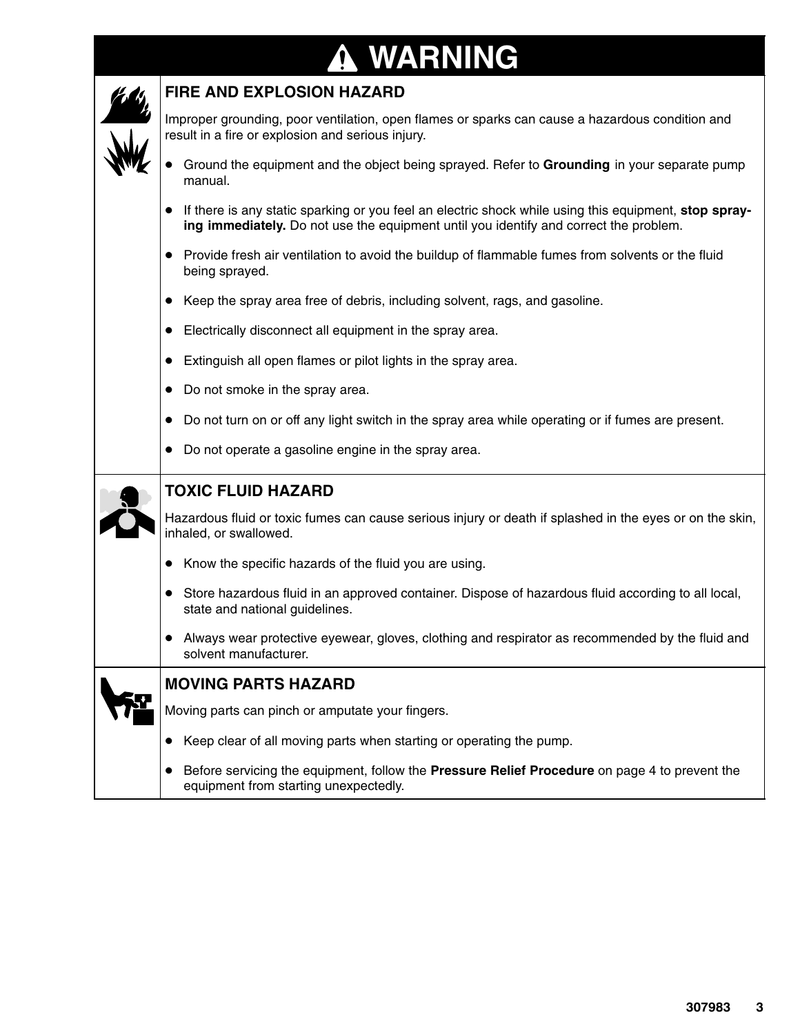# ⚠ WARNING

## FIRE AND EXPLOSION HAZARD

Improper grounding, poor ventilation, open flames or sparks can cause a hazardous condition and result in a fire or explosion and serious injury.

- Ground the equipment and the object being sprayed. Refer to **Grounding** in your separate pump manual.
- If there is any static sparking or you feel an electric shock while using this equipment, **stop spraying immediately.** Do not use the equipment until you identify and correct the problem.
- Provide fresh air ventilation to avoid the buildup of flammable fumes from solvents or the fluid being sprayed.
- Keep the spray area free of debris, including solvent, rags, and gasoline.
- Electrically disconnect all equipment in the spray area.
- Extinguish all open flames or pilot lights in the spray area.
- Do not smoke in the spray area.
- Do not turn on or off any light switch in the spray area while operating or if fumes are present.
- Do not operate a gasoline engine in the spray area.

## TOXIC FLUID HAZARD

Hazardous fluid or toxic fumes can cause serious injury or death if splashed in the eyes or on the skin, inhaled, or swallowed.

- Know the specific hazards of the fluid you are using.
- Store hazardous fluid in an approved container. Dispose of hazardous fluid according to all local, state and national guidelines.
- Always wear protective eyewear, gloves, clothing and respirator as recommended by the fluid and solvent manufacturer.

## MOVING PARTS HAZARD

Moving parts can pinch or amputate your fingers.

- Keep clear of all moving parts when starting or operating the pump.
- Before servicing the equipment, follow the **Pressure Relief Procedure** on page 4 to prevent the equipment from starting unexpectedly.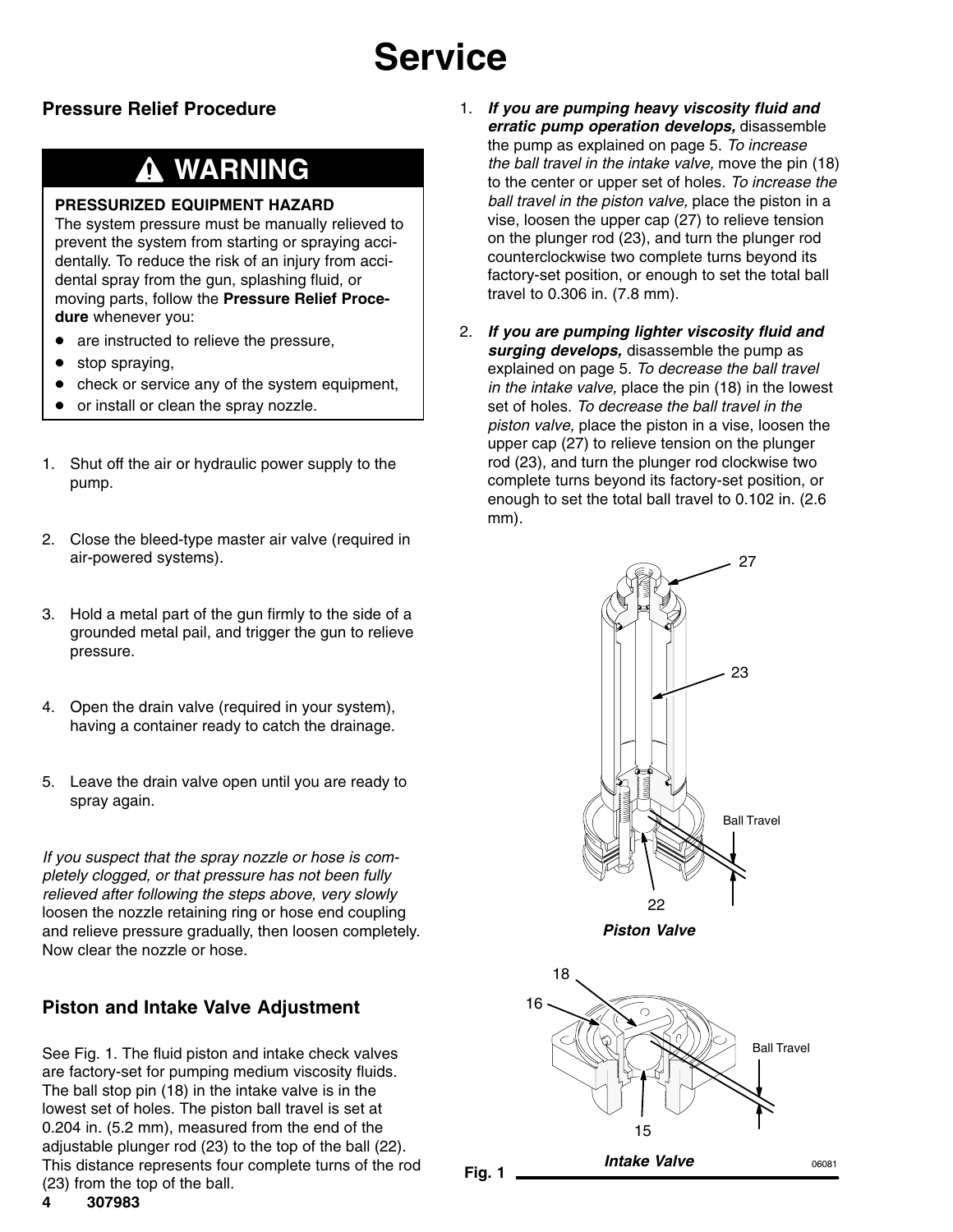# Service

## Pressure Relief Procedure

**⚠ WARNING**

**PRESSURIZED EQUIPMENT HAZARD**
The system pressure must be manually relieved to prevent the system from starting or spraying accidentally. To reduce the risk of an injury from accidental spray from the gun, splashing fluid, or moving parts, follow the **Pressure Relief Procedure** whenever you:

- are instructed to relieve the pressure,
- stop spraying,
- check or service any of the system equipment,
- or install or clean the spray nozzle.

1. Shut off the air or hydraulic power supply to the pump.
2. Close the bleed-type master air valve (required in air-powered systems).
3. Hold a metal part of the gun firmly to the side of a grounded metal pail, and trigger the gun to relieve pressure.
4. Open the drain valve (required in your system), having a container ready to catch the drainage.
5. Leave the drain valve open until you are ready to spray again.

*If you suspect that the spray nozzle or hose is completely clogged, or that pressure has not been fully relieved after following the steps above, very slowly* loosen the nozzle retaining ring or hose end coupling and relieve pressure gradually, then loosen completely. Now clear the nozzle or hose.

## Piston and Intake Valve Adjustment

See Fig. 1. The fluid piston and intake check valves are factory-set for pumping medium viscosity fluids. The ball stop pin (18) in the intake valve is in the lowest set of holes. The piston ball travel is set at 0.204 in. (5.2 mm), measured from the end of the adjustable plunger rod (23) to the top of the ball (22). This distance represents four complete turns of the rod (23) from the top of the ball.

1. ***If you are pumping heavy viscosity fluid and erratic pump operation develops,*** disassemble the pump as explained on page 5. *To increase the ball travel in the intake valve,* move the pin (18) to the center or upper set of holes. *To increase the ball travel in the piston valve,* place the piston in a vise, loosen the upper cap (27) to relieve tension on the plunger rod (23), and turn the plunger rod counterclockwise two complete turns beyond its factory-set position, or enough to set the total ball travel to 0.306 in. (7.8 mm).
2. ***If you are pumping lighter viscosity fluid and surging develops,*** disassemble the pump as explained on page 5. *To decrease the ball travel in the intake valve,* place the pin (18) in the lowest set of holes. *To decrease the ball travel in the piston valve,* place the piston in a vise, loosen the upper cap (27) to relieve tension on the plunger rod (23), and turn the plunger rod clockwise two complete turns beyond its factory-set position, or enough to set the total ball travel to 0.102 in. (2.6 mm).

*Piston Valve*

*Intake Valve*

**Fig. 1**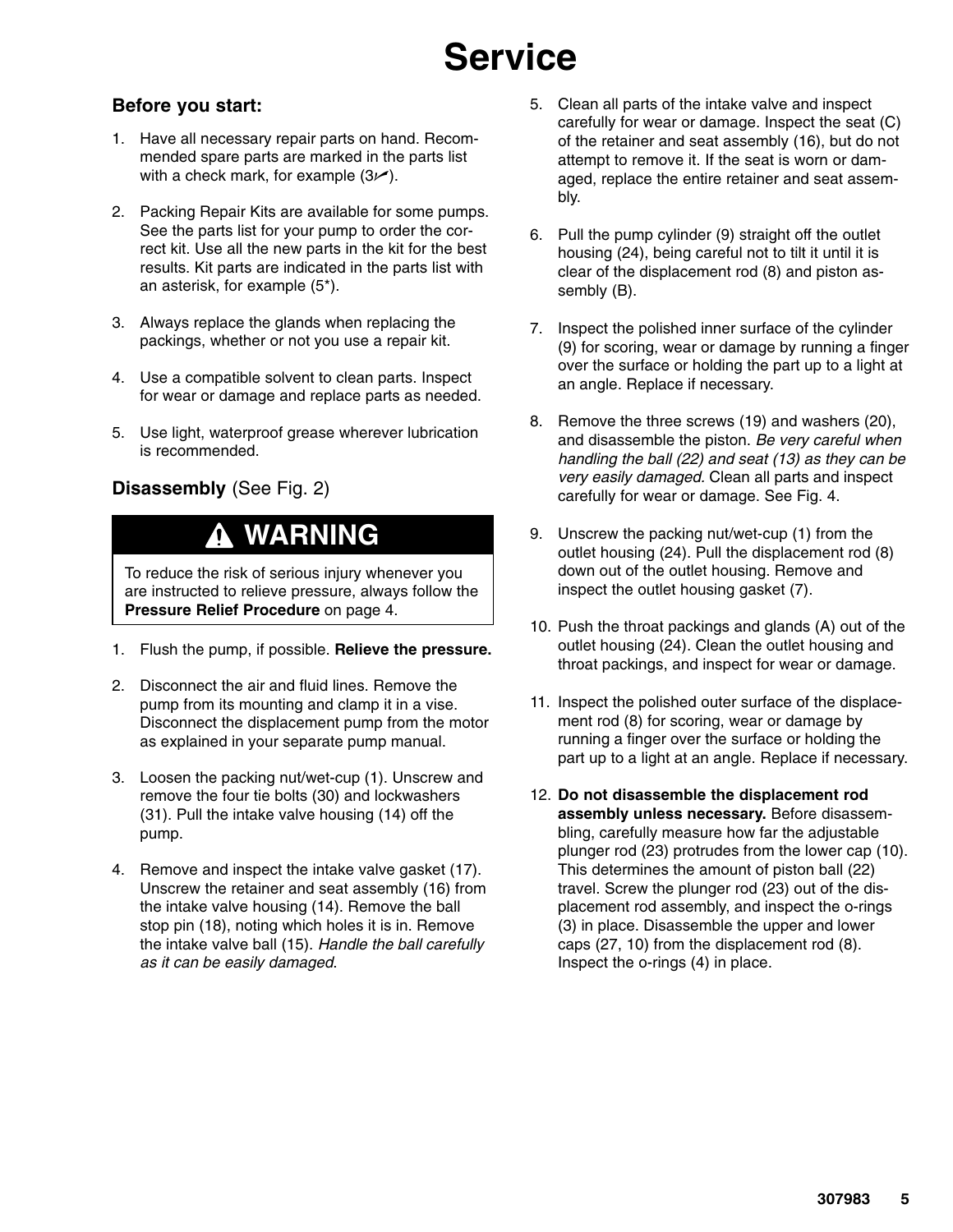# Service

### Before you start:

1. Have all necessary repair parts on hand. Recommended spare parts are marked in the parts list with a check mark, for example (3✓).
2. Packing Repair Kits are available for some pumps. See the parts list for your pump to order the correct kit. Use all the new parts in the kit for the best results. Kit parts are indicated in the parts list with an asterisk, for example (5*).
3. Always replace the glands when replacing the packings, whether or not you use a repair kit.
4. Use a compatible solvent to clean parts. Inspect for wear or damage and replace parts as needed.
5. Use light, waterproof grease wherever lubrication is recommended.

### Disassembly (See Fig. 2)

> **⚠ WARNING**
>
> To reduce the risk of serious injury whenever you are instructed to relieve pressure, always follow the **Pressure Relief Procedure** on page 4.

1. Flush the pump, if possible. **Relieve the pressure.**
2. Disconnect the air and fluid lines. Remove the pump from its mounting and clamp it in a vise. Disconnect the displacement pump from the motor as explained in your separate pump manual.
3. Loosen the packing nut/wet-cup (1). Unscrew and remove the four tie bolts (30) and lockwashers (31). Pull the intake valve housing (14) off the pump.
4. Remove and inspect the intake valve gasket (17). Unscrew the retainer and seat assembly (16) from the intake valve housing (14). Remove the ball stop pin (18), noting which holes it is in. Remove the intake valve ball (15). *Handle the ball carefully as it can be easily damaged*.
5. Clean all parts of the intake valve and inspect carefully for wear or damage. Inspect the seat (C) of the retainer and seat assembly (16), but do not attempt to remove it. If the seat is worn or damaged, replace the entire retainer and seat assembly.
6. Pull the pump cylinder (9) straight off the outlet housing (24), being careful not to tilt it until it is clear of the displacement rod (8) and piston assembly (B).
7. Inspect the polished inner surface of the cylinder (9) for scoring, wear or damage by running a finger over the surface or holding the part up to a light at an angle. Replace if necessary.
8. Remove the three screws (19) and washers (20), and disassemble the piston. *Be very careful when handling the ball (22) and seat (13) as they can be very easily damaged.* Clean all parts and inspect carefully for wear or damage. See Fig. 4.
9. Unscrew the packing nut/wet-cup (1) from the outlet housing (24). Pull the displacement rod (8) down out of the outlet housing. Remove and inspect the outlet housing gasket (7).
10. Push the throat packings and glands (A) out of the outlet housing (24). Clean the outlet housing and throat packings, and inspect for wear or damage.
11. Inspect the polished outer surface of the displacement rod (8) for scoring, wear or damage by running a finger over the surface or holding the part up to a light at an angle. Replace if necessary.
12. **Do not disassemble the displacement rod assembly unless necessary.** Before disassembling, carefully measure how far the adjustable plunger rod (23) protrudes from the lower cap (10). This determines the amount of piston ball (22) travel. Screw the plunger rod (23) out of the displacement rod assembly, and inspect the o-rings (3) in place. Disassemble the upper and lower caps (27, 10) from the displacement rod (8). Inspect the o-rings (4) in place.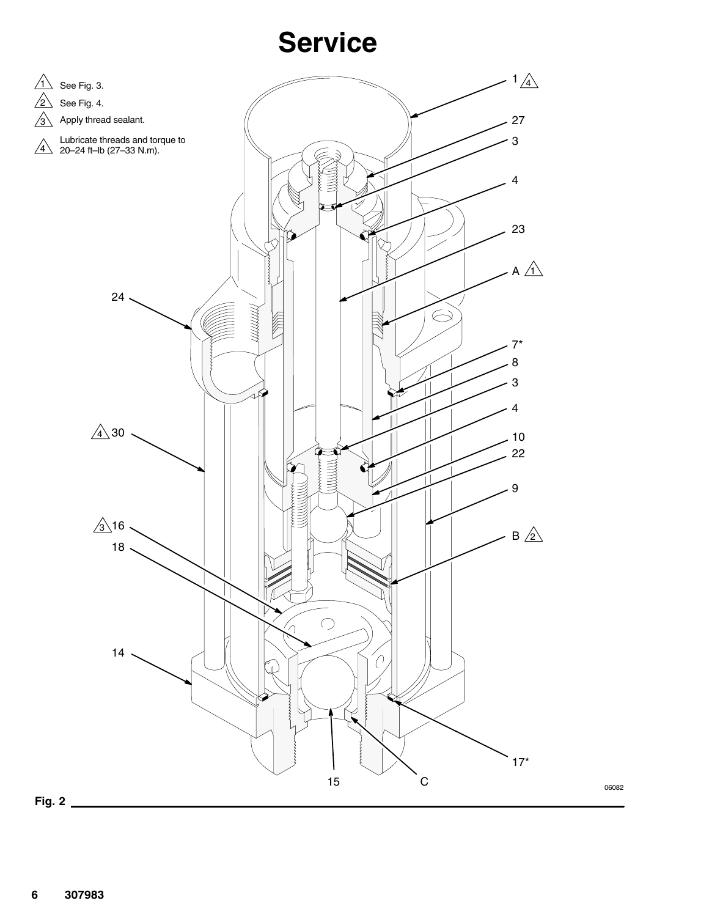# Service

1. See Fig. 3.
2. See Fig. 4.
3. Apply thread sealant.
4. Lubricate threads and torque to 20–24 ft–lb (27–33 N.m).

Fig. 2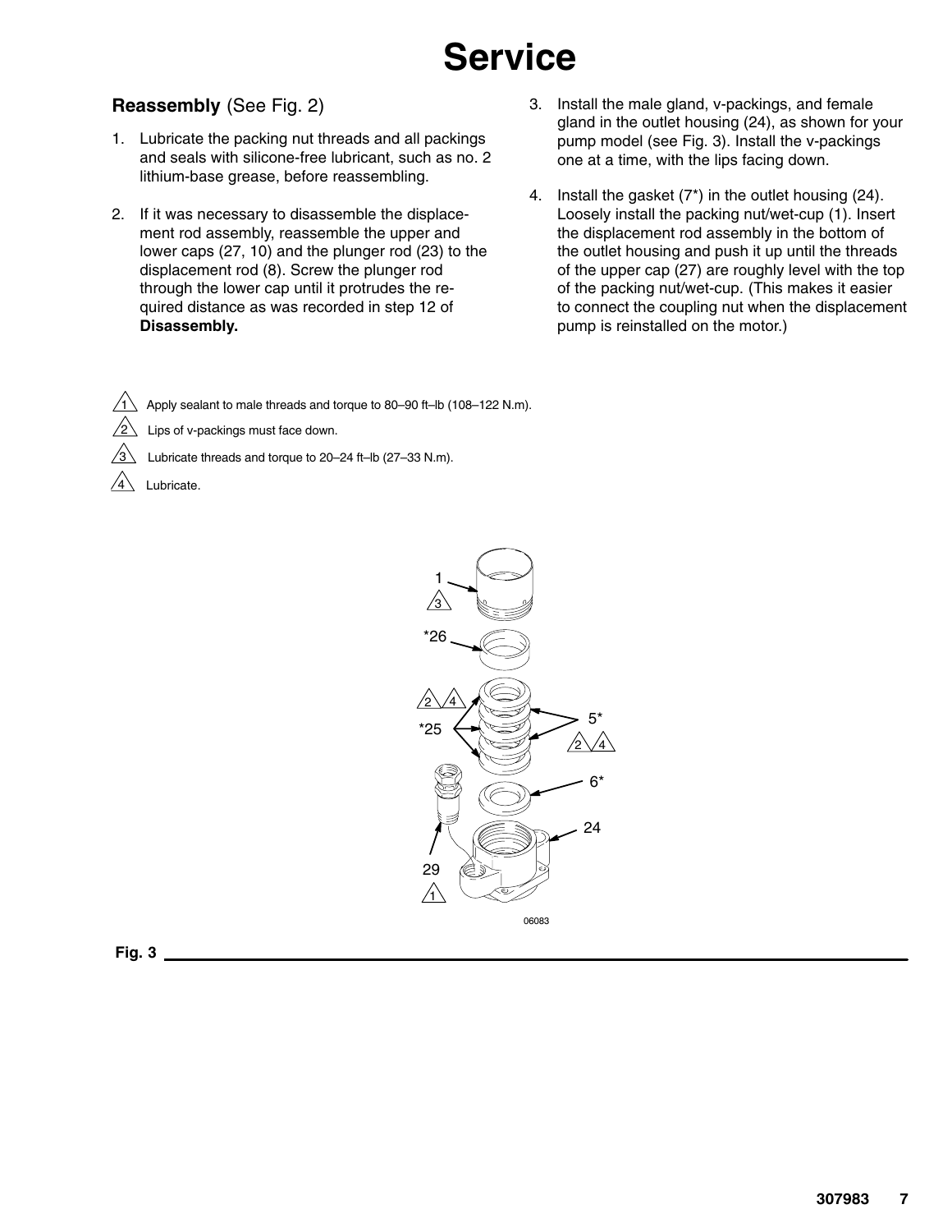# Service

## Reassembly (See Fig. 2)

1. Lubricate the packing nut threads and all packings and seals with silicone-free lubricant, such as no. 2 lithium-base grease, before reassembling.
2. If it was necessary to disassemble the displacement rod assembly, reassemble the upper and lower caps (27, 10) and the plunger rod (23) to the displacement rod (8). Screw the plunger rod through the lower cap until it protrudes the required distance as was recorded in step 12 of **Disassembly.**
3. Install the male gland, v-packings, and female gland in the outlet housing (24), as shown for your pump model (see Fig. 3). Install the v-packings one at a time, with the lips facing down.
4. Install the gasket (7*) in the outlet housing (24). Loosely install the packing nut/wet-cup (1). Insert the displacement rod assembly in the bottom of the outlet housing and push it up until the threads of the upper cap (27) are roughly level with the top of the packing nut/wet-cup. (This makes it easier to connect the coupling nut when the displacement pump is reinstalled on the motor.)

1 Apply sealant to male threads and torque to 80–90 ft–lb (108–122 N.m).

2 Lips of v-packings must face down.

3 Lubricate threads and torque to 20–24 ft–lb (27–33 N.m).

4 Lubricate.

06083

Fig. 3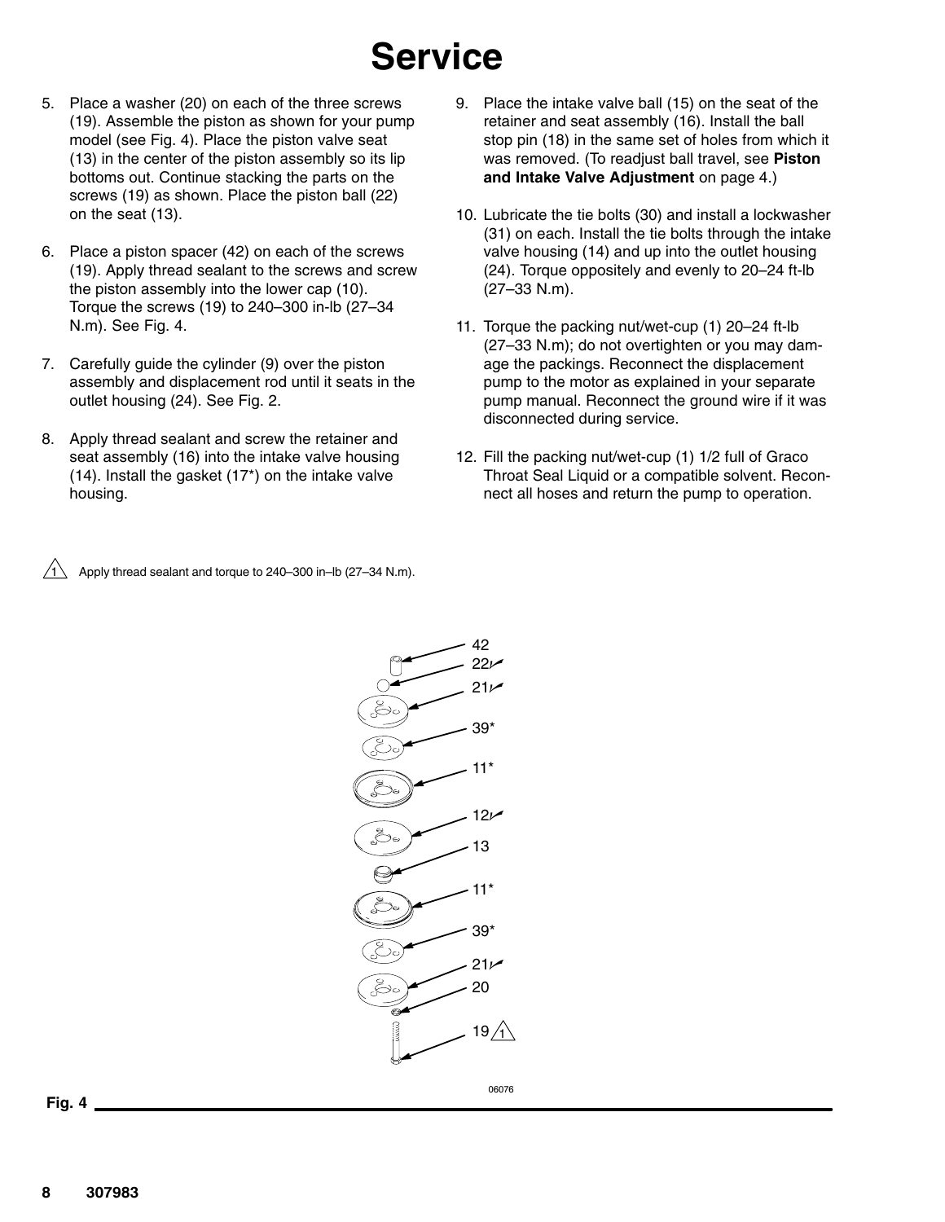# Service

5. Place a washer (20) on each of the three screws (19). Assemble the piston as shown for your pump model (see Fig. 4). Place the piston valve seat (13) in the center of the piston assembly so its lip bottoms out. Continue stacking the parts on the screws (19) as shown. Place the piston ball (22) on the seat (13).

6. Place a piston spacer (42) on each of the screws (19). Apply thread sealant to the screws and screw the piston assembly into the lower cap (10). Torque the screws (19) to 240–300 in-lb (27–34 N.m). See Fig. 4.

7. Carefully guide the cylinder (9) over the piston assembly and displacement rod until it seats in the outlet housing (24). See Fig. 2.

8. Apply thread sealant and screw the retainer and seat assembly (16) into the intake valve housing (14). Install the gasket (17*) on the intake valve housing.

9. Place the intake valve ball (15) on the seat of the retainer and seat assembly (16). Install the ball stop pin (18) in the same set of holes from which it was removed. (To readjust ball travel, see **Piston and Intake Valve Adjustment** on page 4.)

10. Lubricate the tie bolts (30) and install a lockwasher (31) on each. Install the tie bolts through the intake valve housing (14) and up into the outlet housing (24). Torque oppositely and evenly to 20–24 ft-lb (27–33 N.m).

11. Torque the packing nut/wet-cup (1) 20–24 ft-lb (27–33 N.m); do not overtighten or you may damage the packings. Reconnect the displacement pump to the motor as explained in your separate pump manual. Reconnect the ground wire if it was disconnected during service.

12. Fill the packing nut/wet-cup (1) 1/2 full of Graco Throat Seal Liquid or a compatible solvent. Reconnect all hoses and return the pump to operation.

1 Apply thread sealant and torque to 240–300 in–lb (27–34 N.m).

42
22✓
21✓
39*
11*
12✓
13
11*
39*
21✓
20
19 1

06076

Fig. 4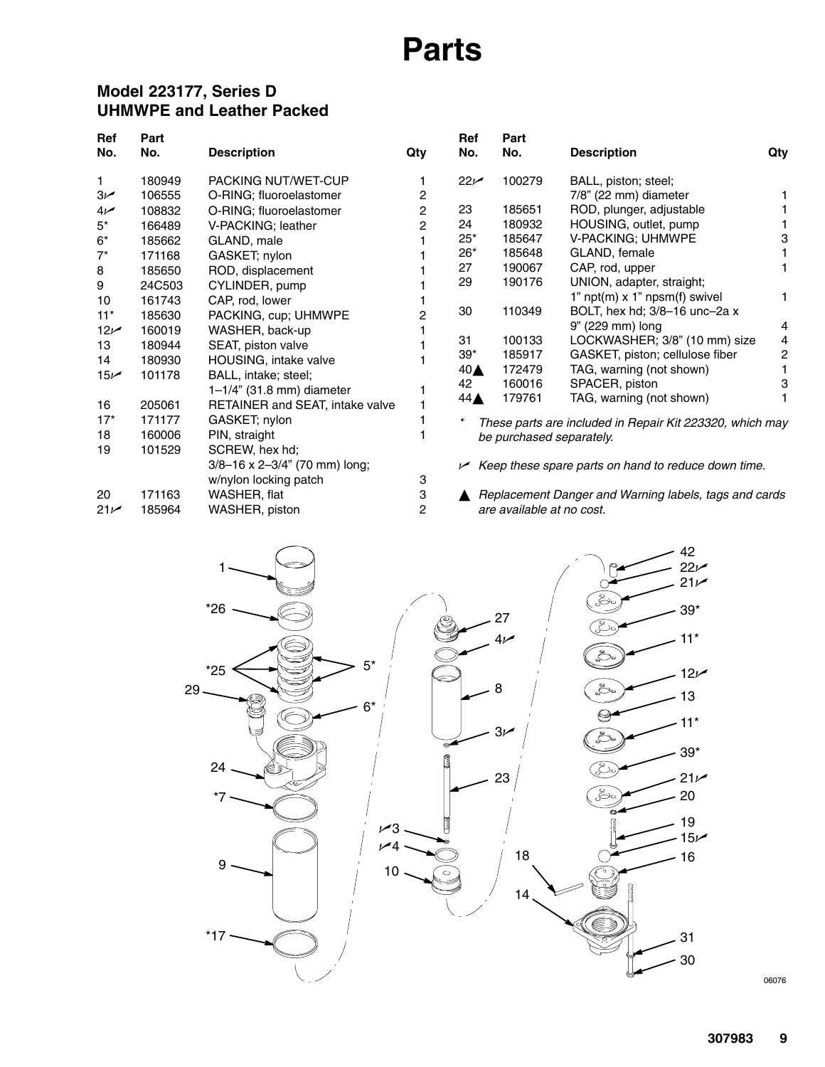# Parts

## Model 223177, Series D
## UHMWPE and Leather Packed

| Ref No. | Part No. | Description | Qty |
|---|---|---|---|
| 1 | 180949 | PACKING NUT/WET-CUP | 1 |
| 3✓ | 106555 | O-RING; fluoroelastomer | 2 |
| 4✓ | 108832 | O-RING; fluoroelastomer | 2 |
| 5* | 166489 | V-PACKING; leather | 2 |
| 6* | 185662 | GLAND, male | 1 |
| 7* | 171168 | GASKET; nylon | 1 |
| 8 | 185650 | ROD, displacement | 1 |
| 9 | 24C503 | CYLINDER, pump | 1 |
| 10 | 161743 | CAP, rod, lower | 1 |
| 11* | 185630 | PACKING, cup; UHMWPE | 2 |
| 12✓ | 160019 | WASHER, back-up | 1 |
| 13 | 180944 | SEAT, piston valve | 1 |
| 14 | 180930 | HOUSING, intake valve | 1 |
| 15✓ | 101178 | BALL, intake; steel; 1–1/4" (31.8 mm) diameter | 1 |
| 16 | 205061 | RETAINER and SEAT, intake valve | 1 |
| 17* | 171177 | GASKET; nylon | 1 |
| 18 | 160006 | PIN, straight | 1 |
| 19 | 101529 | SCREW, hex hd; 3/8–16 x 2–3/4" (70 mm) long; w/nylon locking patch | 3 |
| 20 | 171163 | WASHER, flat | 3 |
| 21✓ | 185964 | WASHER, piston | 2 |
| 22✓ | 100279 | BALL, piston; steel; 7/8" (22 mm) diameter | 1 |
| 23 | 185651 | ROD, plunger, adjustable | 1 |
| 24 | 180932 | HOUSING, outlet, pump | 1 |
| 25* | 185647 | V-PACKING; UHMWPE | 3 |
| 26* | 185648 | GLAND, female | 1 |
| 27 | 190067 | CAP, rod, upper | 1 |
| 29 | 190176 | UNION, adapter, straight; 1" npt(m) x 1" npsm(f) swivel | 1 |
| 30 | 110349 | BOLT, hex hd; 3/8–16 unc–2a x 9" (229 mm) long | 4 |
| 31 | 100133 | LOCKWASHER; 3/8" (10 mm) size | 4 |
| 39* | 185917 | GASKET, piston; cellulose fiber | 2 |
| 40▲ | 172479 | TAG, warning (not shown) | 1 |
| 42 | 160016 | SPACER, piston | 3 |
| 44▲ | 179761 | TAG, warning (not shown) | 1 |

\* *These parts are included in Repair Kit 223320, which may be purchased separately.*

✓ *Keep these spare parts on hand to reduce down time.*

▲ *Replacement Danger and Warning labels, tags and cards are available at no cost.*

06076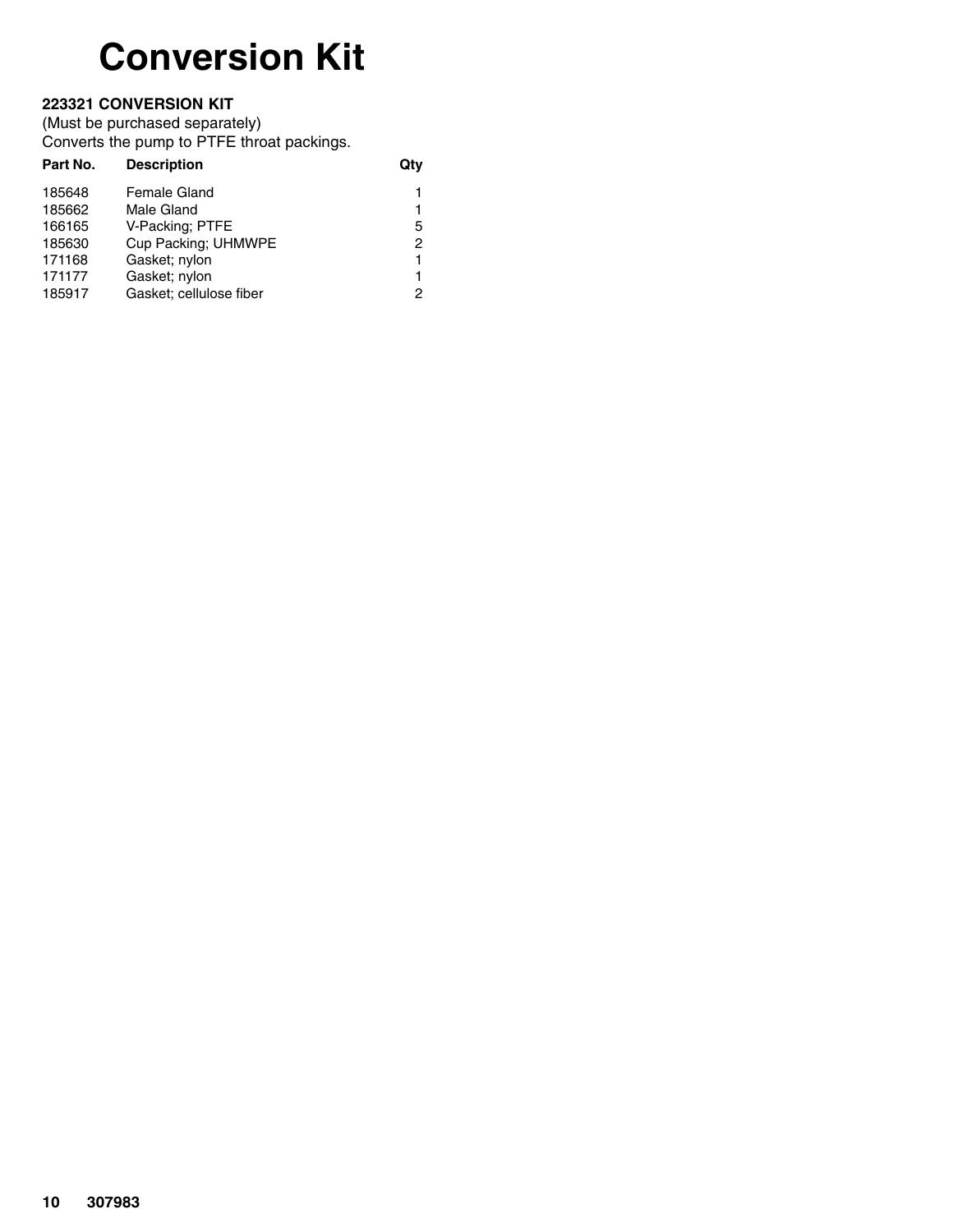# Conversion Kit

**223321 CONVERSION KIT**

(Must be purchased separately)

Converts the pump to PTFE throat packings.

| Part No. | Description | Qty |
|---|---|---|
| 185648 | Female Gland | 1 |
| 185662 | Male Gland | 1 |
| 166165 | V-Packing; PTFE | 5 |
| 185630 | Cup Packing; UHMWPE | 2 |
| 171168 | Gasket; nylon | 1 |
| 171177 | Gasket; nylon | 1 |
| 185917 | Gasket; cellulose fiber | 2 |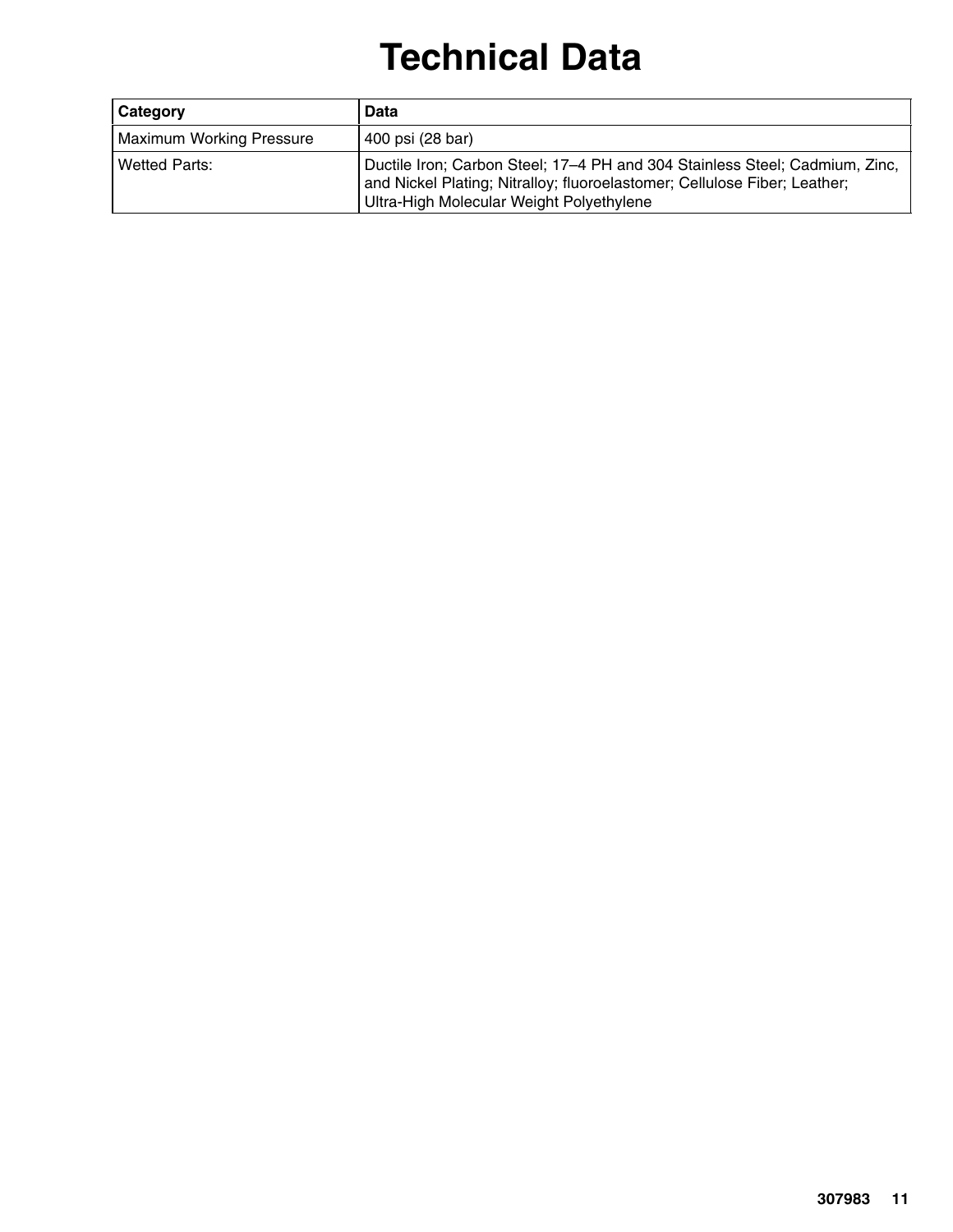# Technical Data

| Category | Data |
| --- | --- |
| Maximum Working Pressure | 400 psi (28 bar) |
| Wetted Parts: | Ductile Iron; Carbon Steel; 17–4 PH and 304 Stainless Steel; Cadmium, Zinc, and Nickel Plating; Nitralloy; fluoroelastomer; Cellulose Fiber; Leather; Ultra-High Molecular Weight Polyethylene |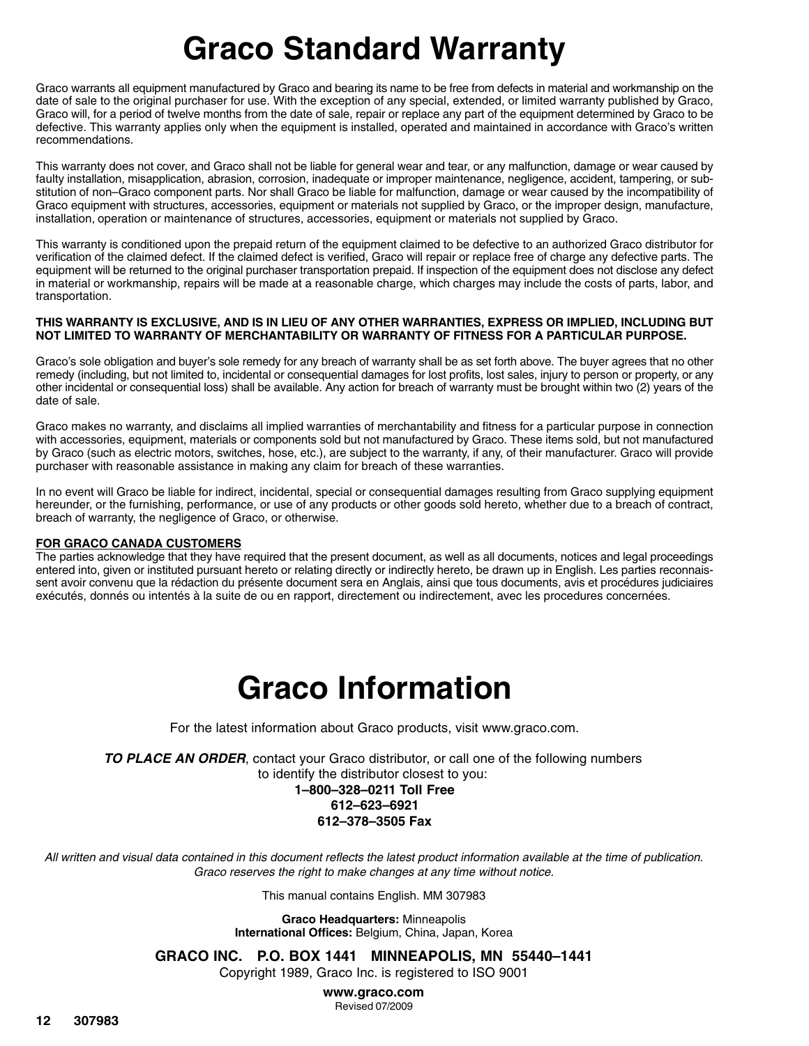# Graco Standard Warranty

Graco warrants all equipment manufactured by Graco and bearing its name to be free from defects in material and workmanship on the date of sale to the original purchaser for use. With the exception of any special, extended, or limited warranty published by Graco, Graco will, for a period of twelve months from the date of sale, repair or replace any part of the equipment determined by Graco to be defective. This warranty applies only when the equipment is installed, operated and maintained in accordance with Graco's written recommendations.

This warranty does not cover, and Graco shall not be liable for general wear and tear, or any malfunction, damage or wear caused by faulty installation, misapplication, abrasion, corrosion, inadequate or improper maintenance, negligence, accident, tampering, or substitution of non–Graco component parts. Nor shall Graco be liable for malfunction, damage or wear caused by the incompatibility of Graco equipment with structures, accessories, equipment or materials not supplied by Graco, or the improper design, manufacture, installation, operation or maintenance of structures, accessories, equipment or materials not supplied by Graco.

This warranty is conditioned upon the prepaid return of the equipment claimed to be defective to an authorized Graco distributor for verification of the claimed defect. If the claimed defect is verified, Graco will repair or replace free of charge any defective parts. The equipment will be returned to the original purchaser transportation prepaid. If inspection of the equipment does not disclose any defect in material or workmanship, repairs will be made at a reasonable charge, which charges may include the costs of parts, labor, and transportation.

**THIS WARRANTY IS EXCLUSIVE, AND IS IN LIEU OF ANY OTHER WARRANTIES, EXPRESS OR IMPLIED, INCLUDING BUT NOT LIMITED TO WARRANTY OF MERCHANTABILITY OR WARRANTY OF FITNESS FOR A PARTICULAR PURPOSE.**

Graco's sole obligation and buyer's sole remedy for any breach of warranty shall be as set forth above. The buyer agrees that no other remedy (including, but not limited to, incidental or consequential damages for lost profits, lost sales, injury to person or property, or any other incidental or consequential loss) shall be available. Any action for breach of warranty must be brought within two (2) years of the date of sale.

Graco makes no warranty, and disclaims all implied warranties of merchantability and fitness for a particular purpose in connection with accessories, equipment, materials or components sold but not manufactured by Graco. These items sold, but not manufactured by Graco (such as electric motors, switches, hose, etc.), are subject to the warranty, if any, of their manufacturer. Graco will provide purchaser with reasonable assistance in making any claim for breach of these warranties.

In no event will Graco be liable for indirect, incidental, special or consequential damages resulting from Graco supplying equipment hereunder, or the furnishing, performance, or use of any products or other goods sold hereto, whether due to a breach of contract, breach of warranty, the negligence of Graco, or otherwise.

**FOR GRACO CANADA CUSTOMERS**

The parties acknowledge that they have required that the present document, as well as all documents, notices and legal proceedings entered into, given or instituted pursuant hereto or relating directly or indirectly hereto, be drawn up in English. Les parties reconnaissent avoir convenu que la rédaction du présente document sera en Anglais, ainsi que tous documents, avis et procédures judiciaires exécutés, donnés ou intentés à la suite de ou en rapport, directement ou indirectement, avec les procedures concernées.

# Graco Information

For the latest information about Graco products, visit www.graco.com.

***TO PLACE AN ORDER***, contact your Graco distributor, or call one of the following numbers to identify the distributor closest to you:

**1–800–328–0211 Toll Free**
**612–623–6921**
**612–378–3505 Fax**

*All written and visual data contained in this document reflects the latest product information available at the time of publication. Graco reserves the right to make changes at any time without notice.*

This manual contains English. MM 307983

**Graco Headquarters:** Minneapolis
**International Offices:** Belgium, China, Japan, Korea

**GRACO INC. P.O. BOX 1441 MINNEAPOLIS, MN 55440–1441**

Copyright 1989, Graco Inc. is registered to ISO 9001

**www.graco.com**

Revised 07/2009